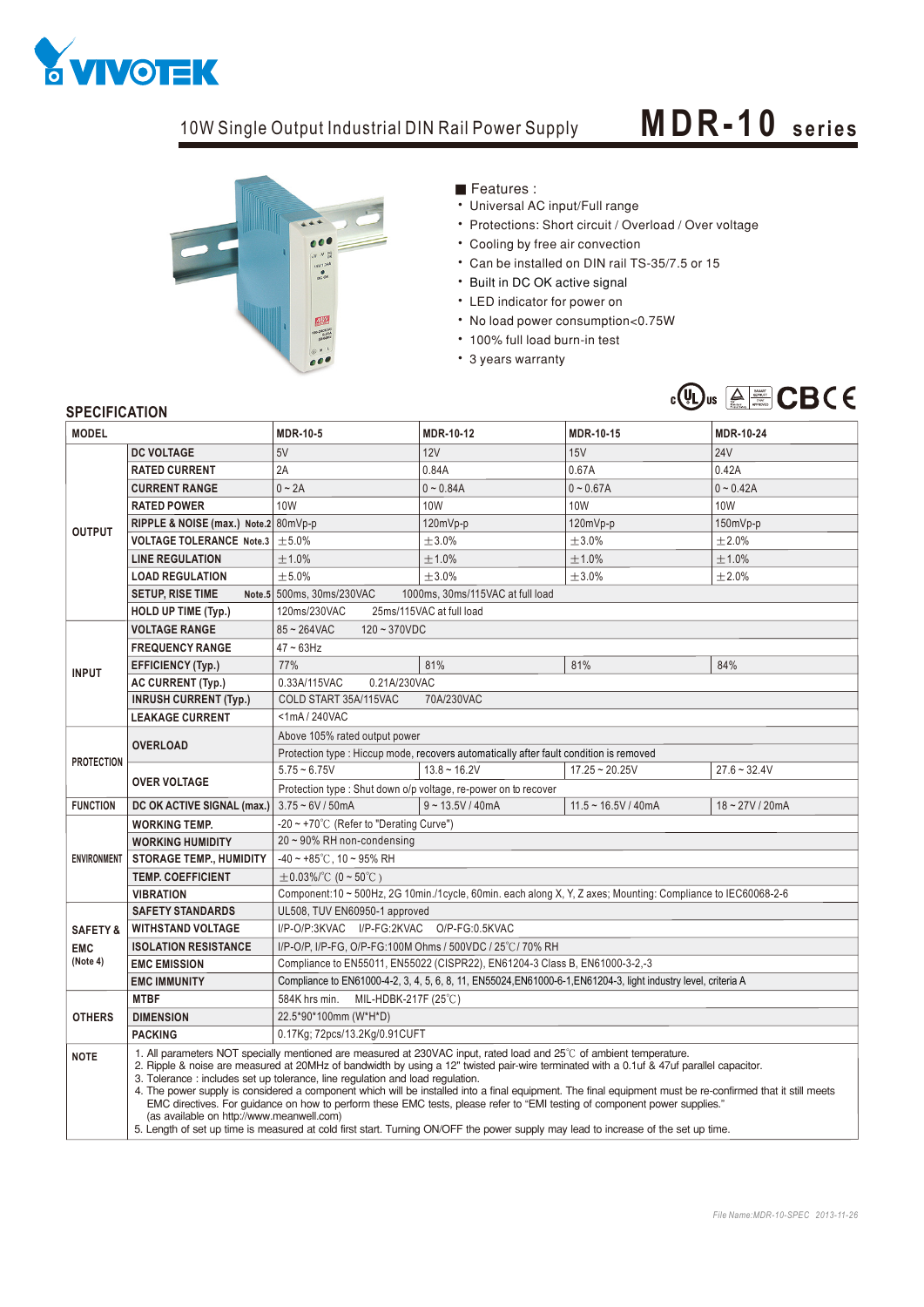# 10W Single Output Industrial DIN Rail Power Supply

# MDR-10 series

■ Features :

- Universal AC input/Full range
- Protections: Short circuit / Overload / Over voltage
- Cooling by free air convection
- Can be installed on DIN rail TS-35/7.5 or 15
- Built in DC OK active signal
- LED indicator for power on
- No load power consumption<0.75W
- 100% full load burn-in test
- 3 years warranty

## SPECIFICATION

| MODEL | | MDR-10-5 | MDR-10-12 | MDR-10-15 | MDR-10-24 |
|---|---|---|---|---|---|
| OUTPUT | DC VOLTAGE | 5V | 12V | 15V | 24V |
| | RATED CURRENT | 2A | 0.84A | 0.67A | 0.42A |
| | CURRENT RANGE | 0 ~ 2A | 0 ~ 0.84A | 0 ~ 0.67A | 0 ~ 0.42A |
| | RATED POWER | 10W | 10W | 10W | 10W |
| | RIPPLE & NOISE (max.) Note.2 | 80mVp-p | 120mVp-p | 120mVp-p | 150mVp-p |
| | VOLTAGE TOLERANCE Note.3 | ±5.0% | ±3.0% | ±3.0% | ±2.0% |
| | LINE REGULATION | ±1.0% | ±1.0% | ±1.0% | ±1.0% |
| | LOAD REGULATION | ±5.0% | ±3.0% | ±3.0% | ±2.0% |
| | SETUP, RISE TIME Note.5 | 500ms, 30ms/230VAC 1000ms, 30ms/115VAC at full load | | | |
| | HOLD UP TIME (Typ.) | 120ms/230VAC 25ms/115VAC at full load | | | |
| INPUT | VOLTAGE RANGE | 85 ~ 264VAC 120 ~ 370VDC | | | |
| | FREQUENCY RANGE | 47 ~ 63Hz | | | |
| | EFFICIENCY (Typ.) | 77% | 81% | 81% | 84% |
| | AC CURRENT (Typ.) | 0.33A/115VAC 0.21A/230VAC | | | |
| | INRUSH CURRENT (Typ.) | COLD START 35A/115VAC 70A/230VAC | | | |
| | LEAKAGE CURRENT | <1mA / 240VAC | | | |
| PROTECTION | OVERLOAD | Above 105% rated output power | | | |
| | | Protection type : Hiccup mode, recovers automatically after fault condition is removed | | | |
| | OVER VOLTAGE | 5.75 ~ 6.75V | 13.8 ~ 16.2V | 17.25 ~ 20.25V | 27.6 ~ 32.4V |
| | | Protection type : Shut down o/p voltage, re-power on to recover | | | |
| FUNCTION | DC OK ACTIVE SIGNAL (max.) | 3.75 ~ 6V / 50mA | 9 ~ 13.5V / 40mA | 11.5 ~ 16.5V / 40mA | 18 ~ 27V / 20mA |
| ENVIRONMENT | WORKING TEMP. | -20 ~ +70℃ (Refer to "Derating Curve") | | | |
| | WORKING HUMIDITY | 20 ~ 90% RH non-condensing | | | |
| | STORAGE TEMP., HUMIDITY | -40 ~ +85℃, 10 ~ 95% RH | | | |
| | TEMP. COEFFICIENT | ±0.03%/℃ (0 ~ 50℃) | | | |
| | VIBRATION | Component:10 ~ 500Hz, 2G 10min./1cycle, 60min. each along X, Y, Z axes; Mounting: Compliance to IEC60068-2-6 | | | |
| SAFETY & EMC (Note 4) | SAFETY STANDARDS | UL508, TUV EN60950-1 approved | | | |
| | WITHSTAND VOLTAGE | I/P-O/P:3KVAC I/P-FG:2KVAC O/P-FG:0.5KVAC | | | |
| | ISOLATION RESISTANCE | I/P-O/P, I/P-FG, O/P-FG:100M Ohms / 500VDC / 25℃/ 70% RH | | | |
| | EMC EMISSION | Compliance to EN55011, EN55022 (CISPR22), EN61204-3 Class B, EN61000-3-2,-3 | | | |
| | EMC IMMUNITY | Compliance to EN61000-4-2, 3, 4, 5, 6, 8, 11, EN55024,EN61000-6-1,EN61204-3, light industry level, criteria A | | | |
| OTHERS | MTBF | 584K hrs min. MIL-HDBK-217F (25℃) | | | |
| | DIMENSION | 22.5*90*100mm (W*H*D) | | | |
| | PACKING | 0.17Kg; 72pcs/13.2Kg/0.91CUFT | | | |
| NOTE | | 1. All parameters NOT specially mentioned are measured at 230VAC input, rated load and 25℃ of ambient temperature.<br>2. Ripple & noise are measured at 20MHz of bandwidth by using a 12" twisted pair-wire terminated with a 0.1uf & 47uf parallel capacitor.<br>3. Tolerance : includes set up tolerance, line regulation and load regulation.<br>4. The power supply is considered a component which will be installed into a final equipment. The final equipment must be re-confirmed that it still meets EMC directives. For guidance on how to perform these EMC tests, please refer to "EMI testing of component power supplies." (as available on http://www.meanwell.com)<br>5. Length of set up time is measured at cold first start. Turning ON/OFF the power supply may lead to increase of the set up time. | | | |

File Name:MDR-10-SPEC 2013-11-26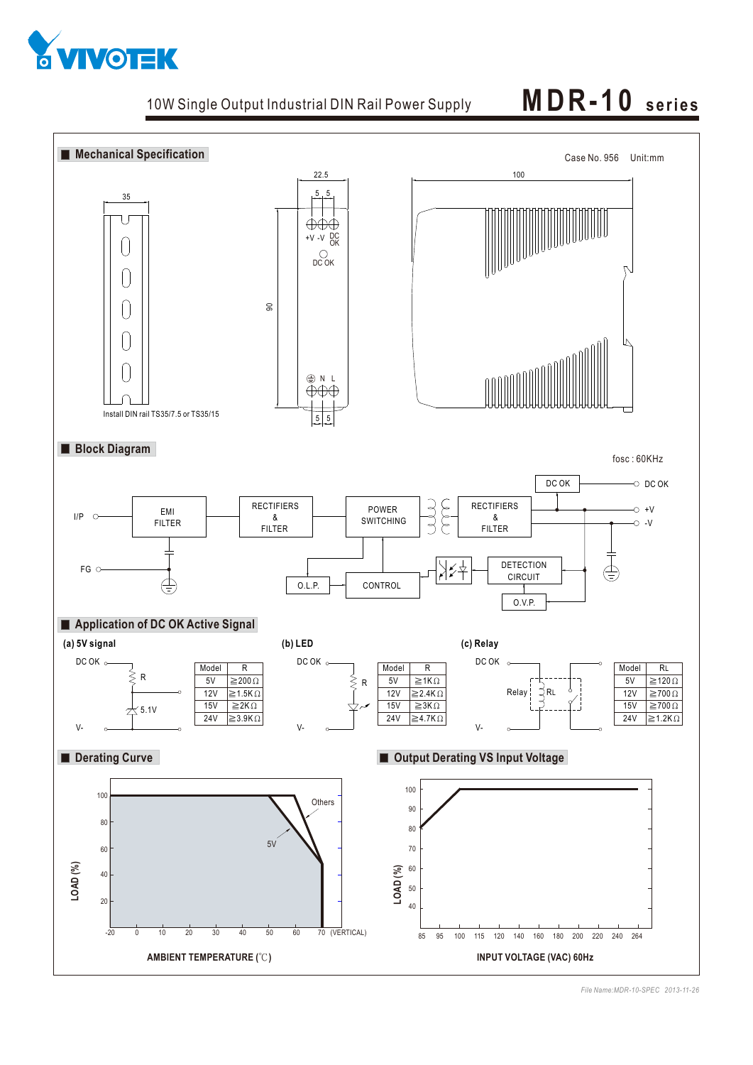10W Single Output Industrial DIN Rail Power Supply

# MDR-10 series

## Mechanical Specification

Case No. 956 Unit:mm

35

Install DIN rail TS35/7.5 or TS35/15

22.5

5 5

+V -V DC OK

DC OK

90

N L

5 5

100

## Block Diagram

fosc : 60KHz

I/P

EMI FILTER

RECTIFIERS & FILTER

POWER SWITCHING

RECTIFIERS & FILTER

DC OK

DC OK

+V

-V

FG

O.L.P.

CONTROL

DETECTION CIRCUIT

O.V.P.

## Application of DC OK Active Signal

**(a) 5V signal**

DC OK

R

5.1V

V-

| Model | R |
|---|---|
| 5V | ≧200Ω |
| 12V | ≧1.5KΩ |
| 15V | ≧2KΩ |
| 24V | ≧3.9KΩ |

**(b) LED**

DC OK

R

V-

| Model | R |
|---|---|
| 5V | ≧1KΩ |
| 12V | ≧2.4KΩ |
| 15V | ≧3KΩ |
| 24V | ≧4.7KΩ |

**(c) Relay**

DC OK

Relay

RL

V-

| Model | RL |
|---|---|
| 5V | ≧120Ω |
| 12V | ≧700Ω |
| 15V | ≧700Ω |
| 24V | ≧1.2KΩ |

## Derating Curve

LOAD (%)

100
80
60
40
20

-20 0 10 20 30 40 50 60 70 (VERTICAL)

Others

5V

AMBIENT TEMPERATURE (℃)

## Output Derating VS Input Voltage

LOAD (%)

100
90
80
70
60
50
40

85 95 100 115 120 140 160 180 200 220 240 264

INPUT VOLTAGE (VAC) 60Hz

*File Name:MDR-10-SPEC 2013-11-26*